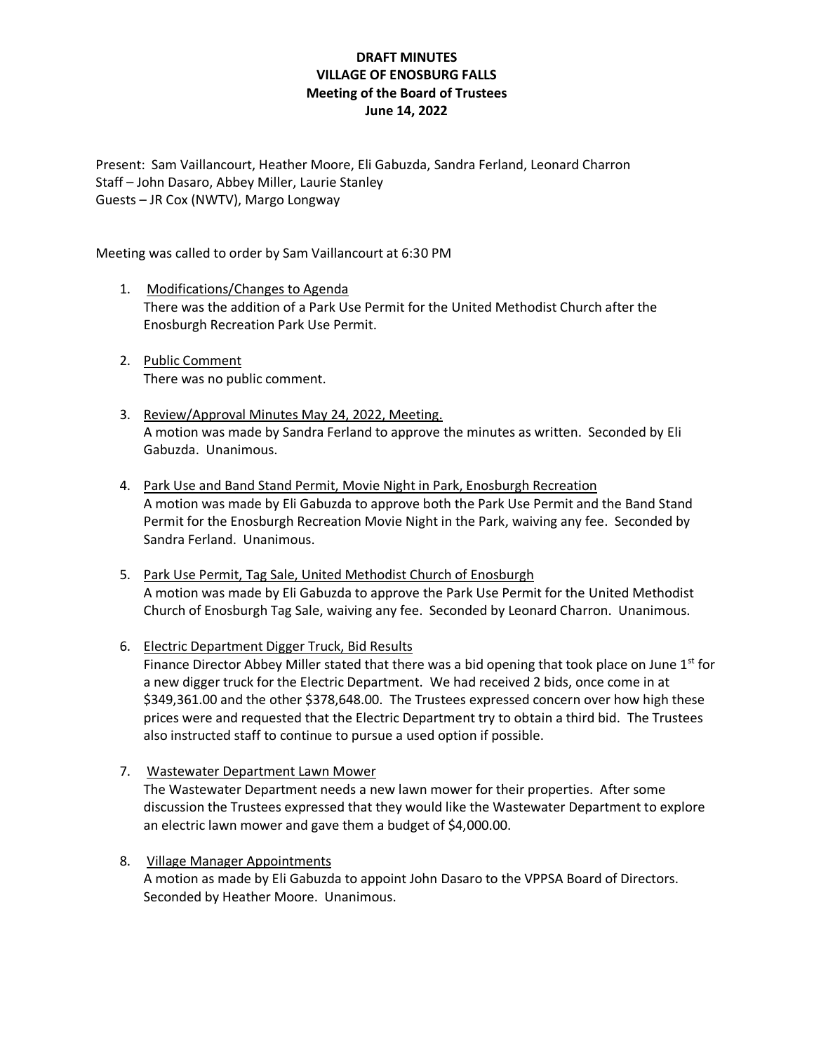**DRAFT MINUTES**
**VILLAGE OF ENOSBURG FALLS**
**Meeting of the Board of Trustees**
**June 14, 2022**

Present: Sam Vaillancourt, Heather Moore, Eli Gabuzda, Sandra Ferland, Leonard Charron
Staff – John Dasaro, Abbey Miller, Laurie Stanley
Guests – JR Cox (NWTV), Margo Longway

Meeting was called to order by Sam Vaillancourt at 6:30 PM

1. Modifications/Changes to Agenda
   There was the addition of a Park Use Permit for the United Methodist Church after the Enosburgh Recreation Park Use Permit.

2. Public Comment
   There was no public comment.

3. Review/Approval Minutes May 24, 2022, Meeting.
   A motion was made by Sandra Ferland to approve the minutes as written. Seconded by Eli Gabuzda. Unanimous.

4. Park Use and Band Stand Permit, Movie Night in Park, Enosburgh Recreation
   A motion was made by Eli Gabuzda to approve both the Park Use Permit and the Band Stand Permit for the Enosburgh Recreation Movie Night in the Park, waiving any fee. Seconded by Sandra Ferland. Unanimous.

5. Park Use Permit, Tag Sale, United Methodist Church of Enosburgh
   A motion was made by Eli Gabuzda to approve the Park Use Permit for the United Methodist Church of Enosburgh Tag Sale, waiving any fee. Seconded by Leonard Charron. Unanimous.

6. Electric Department Digger Truck, Bid Results
   Finance Director Abbey Miller stated that there was a bid opening that took place on June 1st for a new digger truck for the Electric Department. We had received 2 bids, once come in at $349,361.00 and the other $378,648.00. The Trustees expressed concern over how high these prices were and requested that the Electric Department try to obtain a third bid. The Trustees also instructed staff to continue to pursue a used option if possible.

7. Wastewater Department Lawn Mower
   The Wastewater Department needs a new lawn mower for their properties. After some discussion the Trustees expressed that they would like the Wastewater Department to explore an electric lawn mower and gave them a budget of $4,000.00.

8. Village Manager Appointments
   A motion as made by Eli Gabuzda to appoint John Dasaro to the VPPSA Board of Directors. Seconded by Heather Moore. Unanimous.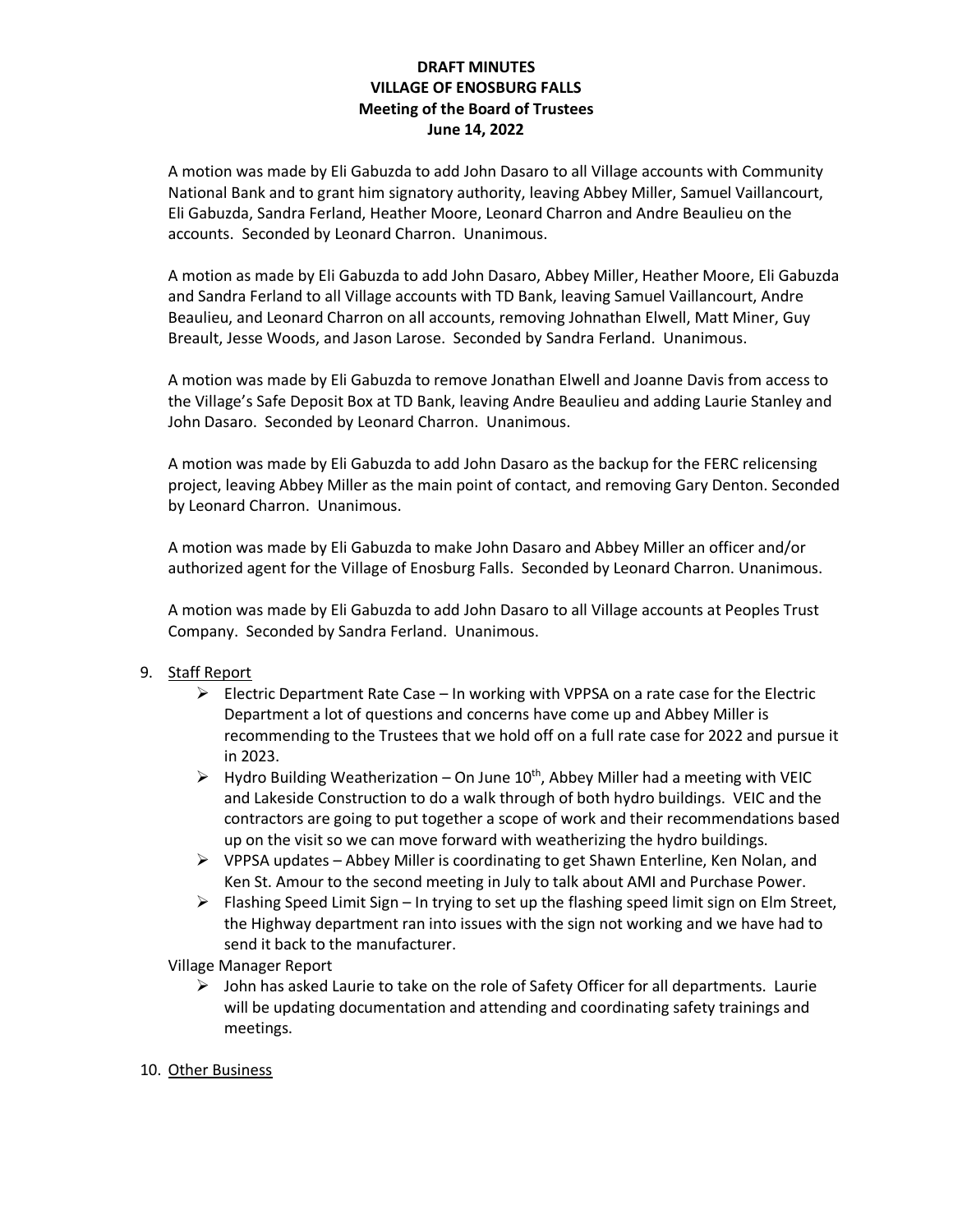**DRAFT MINUTES**
**VILLAGE OF ENOSBURG FALLS**
**Meeting of the Board of Trustees**
**June 14, 2022**

A motion was made by Eli Gabuzda to add John Dasaro to all Village accounts with Community National Bank and to grant him signatory authority, leaving Abbey Miller, Samuel Vaillancourt, Eli Gabuzda, Sandra Ferland, Heather Moore, Leonard Charron and Andre Beaulieu on the accounts. Seconded by Leonard Charron. Unanimous.

A motion as made by Eli Gabuzda to add John Dasaro, Abbey Miller, Heather Moore, Eli Gabuzda and Sandra Ferland to all Village accounts with TD Bank, leaving Samuel Vaillancourt, Andre Beaulieu, and Leonard Charron on all accounts, removing Johnathan Elwell, Matt Miner, Guy Breault, Jesse Woods, and Jason Larose. Seconded by Sandra Ferland. Unanimous.

A motion was made by Eli Gabuzda to remove Jonathan Elwell and Joanne Davis from access to the Village's Safe Deposit Box at TD Bank, leaving Andre Beaulieu and adding Laurie Stanley and John Dasaro. Seconded by Leonard Charron. Unanimous.

A motion was made by Eli Gabuzda to add John Dasaro as the backup for the FERC relicensing project, leaving Abbey Miller as the main point of contact, and removing Gary Denton. Seconded by Leonard Charron. Unanimous.

A motion was made by Eli Gabuzda to make John Dasaro and Abbey Miller an officer and/or authorized agent for the Village of Enosburg Falls. Seconded by Leonard Charron. Unanimous.

A motion was made by Eli Gabuzda to add John Dasaro to all Village accounts at Peoples Trust Company. Seconded by Sandra Ferland. Unanimous.

9. Staff Report
   - Electric Department Rate Case – In working with VPPSA on a rate case for the Electric Department a lot of questions and concerns have come up and Abbey Miller is recommending to the Trustees that we hold off on a full rate case for 2022 and pursue it in 2023.
   - Hydro Building Weatherization – On June 10th, Abbey Miller had a meeting with VEIC and Lakeside Construction to do a walk through of both hydro buildings. VEIC and the contractors are going to put together a scope of work and their recommendations based up on the visit so we can move forward with weatherizing the hydro buildings.
   - VPPSA updates – Abbey Miller is coordinating to get Shawn Enterline, Ken Nolan, and Ken St. Amour to the second meeting in July to talk about AMI and Purchase Power.
   - Flashing Speed Limit Sign – In trying to set up the flashing speed limit sign on Elm Street, the Highway department ran into issues with the sign not working and we have had to send it back to the manufacturer.

   Village Manager Report
   - John has asked Laurie to take on the role of Safety Officer for all departments. Laurie will be updating documentation and attending and coordinating safety trainings and meetings.

10. Other Business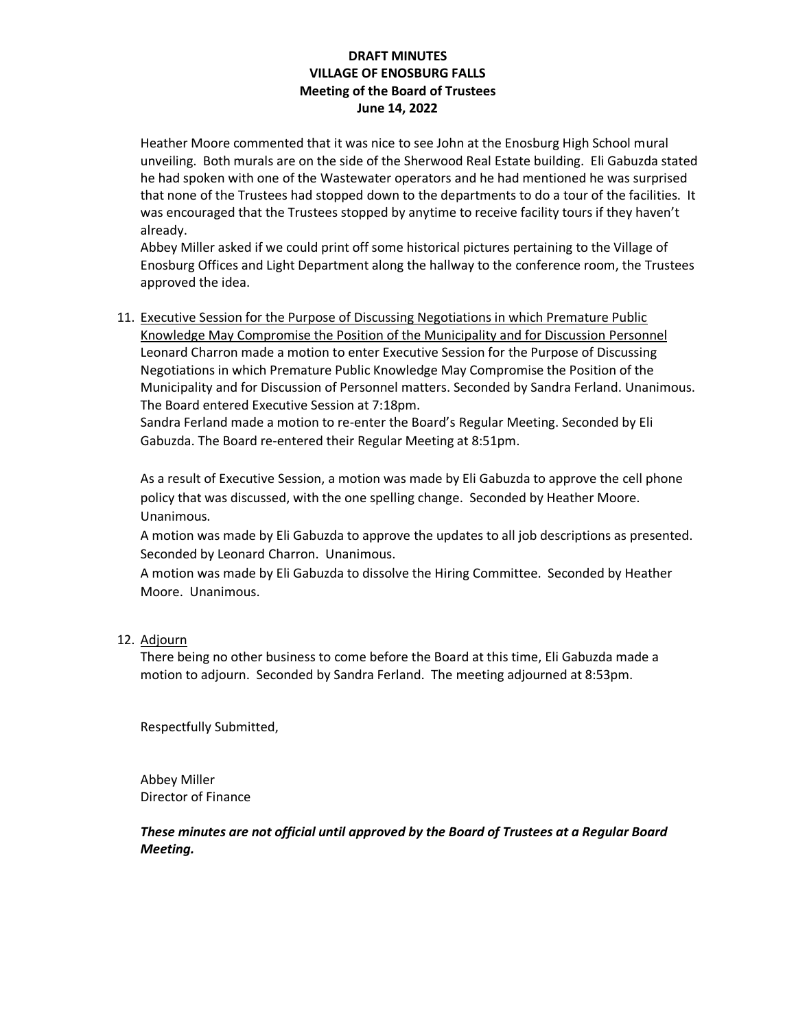**DRAFT MINUTES**
**VILLAGE OF ENOSBURG FALLS**
**Meeting of the Board of Trustees**
**June 14, 2022**

Heather Moore commented that it was nice to see John at the Enosburg High School mural unveiling. Both murals are on the side of the Sherwood Real Estate building. Eli Gabuzda stated he had spoken with one of the Wastewater operators and he had mentioned he was surprised that none of the Trustees had stopped down to the departments to do a tour of the facilities. It was encouraged that the Trustees stopped by anytime to receive facility tours if they haven't already.
Abbey Miller asked if we could print off some historical pictures pertaining to the Village of Enosburg Offices and Light Department along the hallway to the conference room, the Trustees approved the idea.

11. Executive Session for the Purpose of Discussing Negotiations in which Premature Public Knowledge May Compromise the Position of the Municipality and for Discussion Personnel
Leonard Charron made a motion to enter Executive Session for the Purpose of Discussing Negotiations in which Premature Public Knowledge May Compromise the Position of the Municipality and for Discussion of Personnel matters. Seconded by Sandra Ferland. Unanimous. The Board entered Executive Session at 7:18pm.
Sandra Ferland made a motion to re-enter the Board's Regular Meeting. Seconded by Eli Gabuzda. The Board re-entered their Regular Meeting at 8:51pm.

As a result of Executive Session, a motion was made by Eli Gabuzda to approve the cell phone policy that was discussed, with the one spelling change. Seconded by Heather Moore. Unanimous.
A motion was made by Eli Gabuzda to approve the updates to all job descriptions as presented. Seconded by Leonard Charron. Unanimous.
A motion was made by Eli Gabuzda to dissolve the Hiring Committee. Seconded by Heather Moore. Unanimous.

12. Adjourn
There being no other business to come before the Board at this time, Eli Gabuzda made a motion to adjourn. Seconded by Sandra Ferland. The meeting adjourned at 8:53pm.

Respectfully Submitted,

Abbey Miller
Director of Finance

***These minutes are not official until approved by the Board of Trustees at a Regular Board Meeting.***